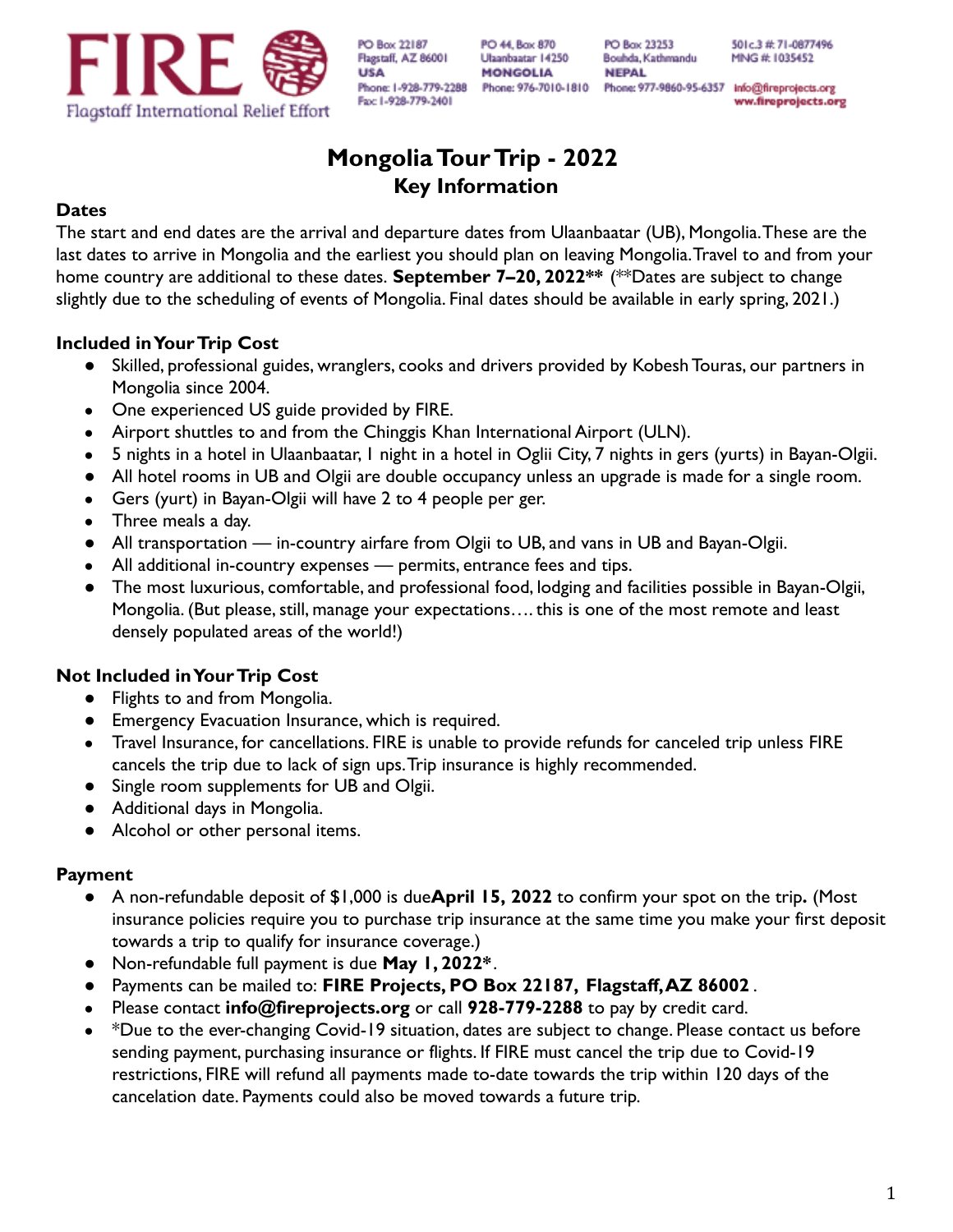FIRE

Flagstaff International Relief Effort

PO Box 22187
Flagstaff, AZ 86001
USA
Phone: 1-928-779-2288
Fax: 1-928-779-2401

PO 44, Box 870
Ulaanbaatar 14250
MONGOLIA
Phone: 976-7010-1810

PO Box 23253
Boudha, Kathmandu
NEPAL
Phone: 977-9860-95-6357

501c.3 #: 71-0877496
MNG #: 1035452
info@fireprojects.org
ww.fireprojects.org

# Mongolia Tour Trip - 2022
## Key Information

### Dates

The start and end dates are the arrival and departure dates from Ulaanbaatar (UB), Mongolia. These are the last dates to arrive in Mongolia and the earliest you should plan on leaving Mongolia. Travel to and from your home country are additional to these dates. **September 7–20, 2022**** (**Dates are subject to change slightly due to the scheduling of events of Mongolia. Final dates should be available in early spring, 2021.)

### Included in Your Trip Cost

- Skilled, professional guides, wranglers, cooks and drivers provided by Kobesh Touras, our partners in Mongolia since 2004.
- One experienced US guide provided by FIRE.
- Airport shuttles to and from the Chinggis Khan International Airport (ULN).
- 5 nights in a hotel in Ulaanbaatar, 1 night in a hotel in Oglii City, 7 nights in gers (yurts) in Bayan-Olgii.
- All hotel rooms in UB and Olgii are double occupancy unless an upgrade is made for a single room.
- Gers (yurt) in Bayan-Olgii will have 2 to 4 people per ger.
- Three meals a day.
- All transportation — in-country airfare from Olgii to UB, and vans in UB and Bayan-Olgii.
- All additional in-country expenses — permits, entrance fees and tips.
- The most luxurious, comfortable, and professional food, lodging and facilities possible in Bayan-Olgii, Mongolia. (But please, still, manage your expectations…. this is one of the most remote and least densely populated areas of the world!)

### Not Included in Your Trip Cost

- Flights to and from Mongolia.
- Emergency Evacuation Insurance, which is required.
- Travel Insurance, for cancellations. FIRE is unable to provide refunds for canceled trip unless FIRE cancels the trip due to lack of sign ups. Trip insurance is highly recommended.
- Single room supplements for UB and Olgii.
- Additional days in Mongolia.
- Alcohol or other personal items.

### Payment

- A non-refundable deposit of $1,000 is due **April 15, 2022** to confirm your spot on the trip**.** (Most insurance policies require you to purchase trip insurance at the same time you make your first deposit towards a trip to qualify for insurance coverage.)
- Non-refundable full payment is due **May 1, 2022***.
- Payments can be mailed to: **FIRE Projects, PO Box 22187, Flagstaff, AZ 86002** .
- Please contact **info@fireprojects.org** or call **928-779-2288** to pay by credit card.
- *Due to the ever-changing Covid-19 situation, dates are subject to change. Please contact us before sending payment, purchasing insurance or flights. If FIRE must cancel the trip due to Covid-19 restrictions, FIRE will refund all payments made to-date towards the trip within 120 days of the cancelation date. Payments could also be moved towards a future trip.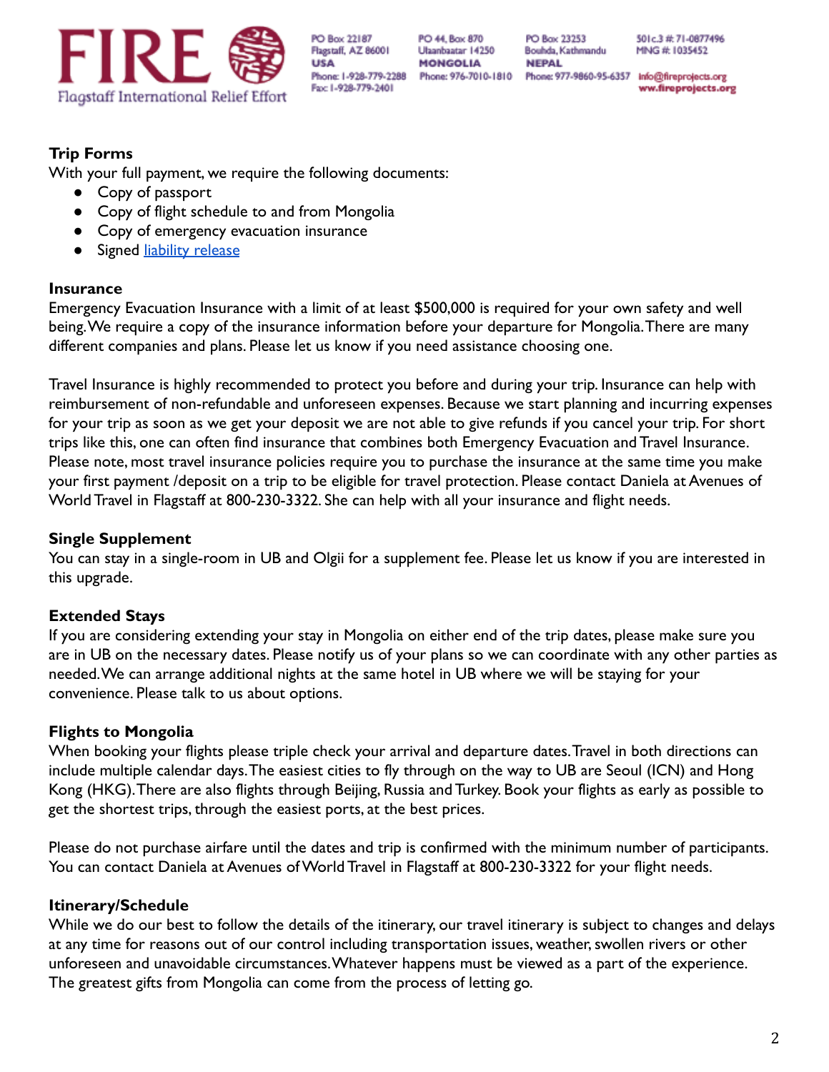## Trip Forms

With your full payment, we require the following documents:

- Copy of passport
- Copy of flight schedule to and from Mongolia
- Copy of emergency evacuation insurance
- Signed liability release

## Insurance

Emergency Evacuation Insurance with a limit of at least $500,000 is required for your own safety and well being. We require a copy of the insurance information before your departure for Mongolia. There are many different companies and plans. Please let us know if you need assistance choosing one.

Travel Insurance is highly recommended to protect you before and during your trip. Insurance can help with reimbursement of non-refundable and unforeseen expenses. Because we start planning and incurring expenses for your trip as soon as we get your deposit we are not able to give refunds if you cancel your trip. For short trips like this, one can often find insurance that combines both Emergency Evacuation and Travel Insurance. Please note, most travel insurance policies require you to purchase the insurance at the same time you make your first payment /deposit on a trip to be eligible for travel protection. Please contact Daniela at Avenues of World Travel in Flagstaff at 800-230-3322. She can help with all your insurance and flight needs.

## Single Supplement

You can stay in a single-room in UB and Olgii for a supplement fee. Please let us know if you are interested in this upgrade.

## Extended Stays

If you are considering extending your stay in Mongolia on either end of the trip dates, please make sure you are in UB on the necessary dates. Please notify us of your plans so we can coordinate with any other parties as needed. We can arrange additional nights at the same hotel in UB where we will be staying for your convenience. Please talk to us about options.

## Flights to Mongolia

When booking your flights please triple check your arrival and departure dates. Travel in both directions can include multiple calendar days. The easiest cities to fly through on the way to UB are Seoul (ICN) and Hong Kong (HKG). There are also flights through Beijing, Russia and Turkey. Book your flights as early as possible to get the shortest trips, through the easiest ports, at the best prices.

Please do not purchase airfare until the dates and trip is confirmed with the minimum number of participants. You can contact Daniela at Avenues of World Travel in Flagstaff at 800-230-3322 for your flight needs.

## Itinerary/Schedule

While we do our best to follow the details of the itinerary, our travel itinerary is subject to changes and delays at any time for reasons out of our control including transportation issues, weather, swollen rivers or other unforeseen and unavoidable circumstances. Whatever happens must be viewed as a part of the experience. The greatest gifts from Mongolia can come from the process of letting go.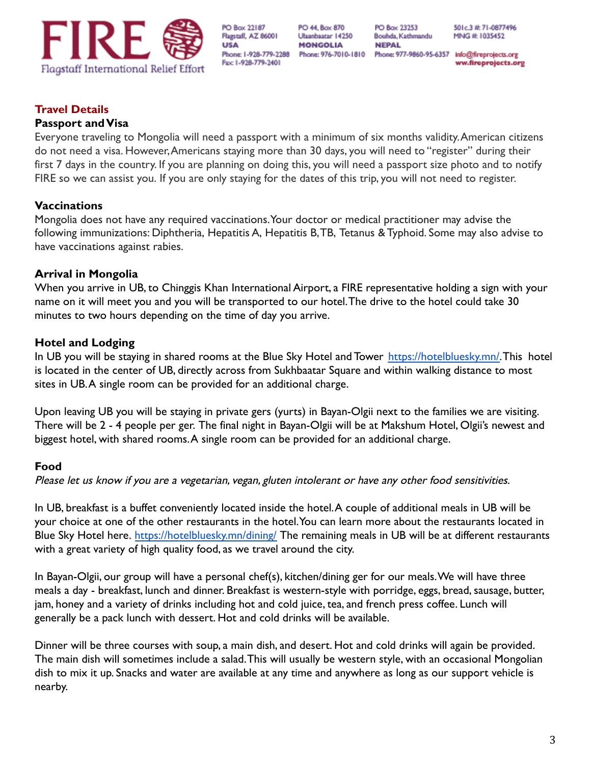## Travel Details

### Passport and Visa

Everyone traveling to Mongolia will need a passport with a minimum of six months validity. American citizens do not need a visa. However, Americans staying more than 30 days, you will need to "register" during their first 7 days in the country. If you are planning on doing this, you will need a passport size photo and to notify FIRE so we can assist you. If you are only staying for the dates of this trip, you will not need to register.

### Vaccinations

Mongolia does not have any required vaccinations. Your doctor or medical practitioner may advise the following immunizations: Diphtheria, Hepatitis A, Hepatitis B, TB, Tetanus & Typhoid. Some may also advise to have vaccinations against rabies.

### Arrival in Mongolia

When you arrive in UB, to Chinggis Khan International Airport, a FIRE representative holding a sign with your name on it will meet you and you will be transported to our hotel. The drive to the hotel could take 30 minutes to two hours depending on the time of day you arrive.

### Hotel and Lodging

In UB you will be staying in shared rooms at the Blue Sky Hotel and Tower https://hotelbluesky.mn/. This hotel is located in the center of UB, directly across from Sukhbaatar Square and within walking distance to most sites in UB. A single room can be provided for an additional charge.

Upon leaving UB you will be staying in private gers (yurts) in Bayan-Olgii next to the families we are visiting. There will be 2 - 4 people per ger. The final night in Bayan-Olgii will be at Makshum Hotel, Olgii's newest and biggest hotel, with shared rooms. A single room can be provided for an additional charge.

### Food

*Please let us know if you are a vegetarian, vegan, gluten intolerant or have any other food sensitivities.*

In UB, breakfast is a buffet conveniently located inside the hotel. A couple of additional meals in UB will be your choice at one of the other restaurants in the hotel. You can learn more about the restaurants located in Blue Sky Hotel here. https://hotelbluesky.mn/dining/ The remaining meals in UB will be at different restaurants with a great variety of high quality food, as we travel around the city.

In Bayan-Olgii, our group will have a personal chef(s), kitchen/dining ger for our meals. We will have three meals a day - breakfast, lunch and dinner. Breakfast is western-style with porridge, eggs, bread, sausage, butter, jam, honey and a variety of drinks including hot and cold juice, tea, and french press coffee. Lunch will generally be a pack lunch with dessert. Hot and cold drinks will be available.

Dinner will be three courses with soup, a main dish, and desert. Hot and cold drinks will again be provided. The main dish will sometimes include a salad. This will usually be western style, with an occasional Mongolian dish to mix it up. Snacks and water are available at any time and anywhere as long as our support vehicle is nearby.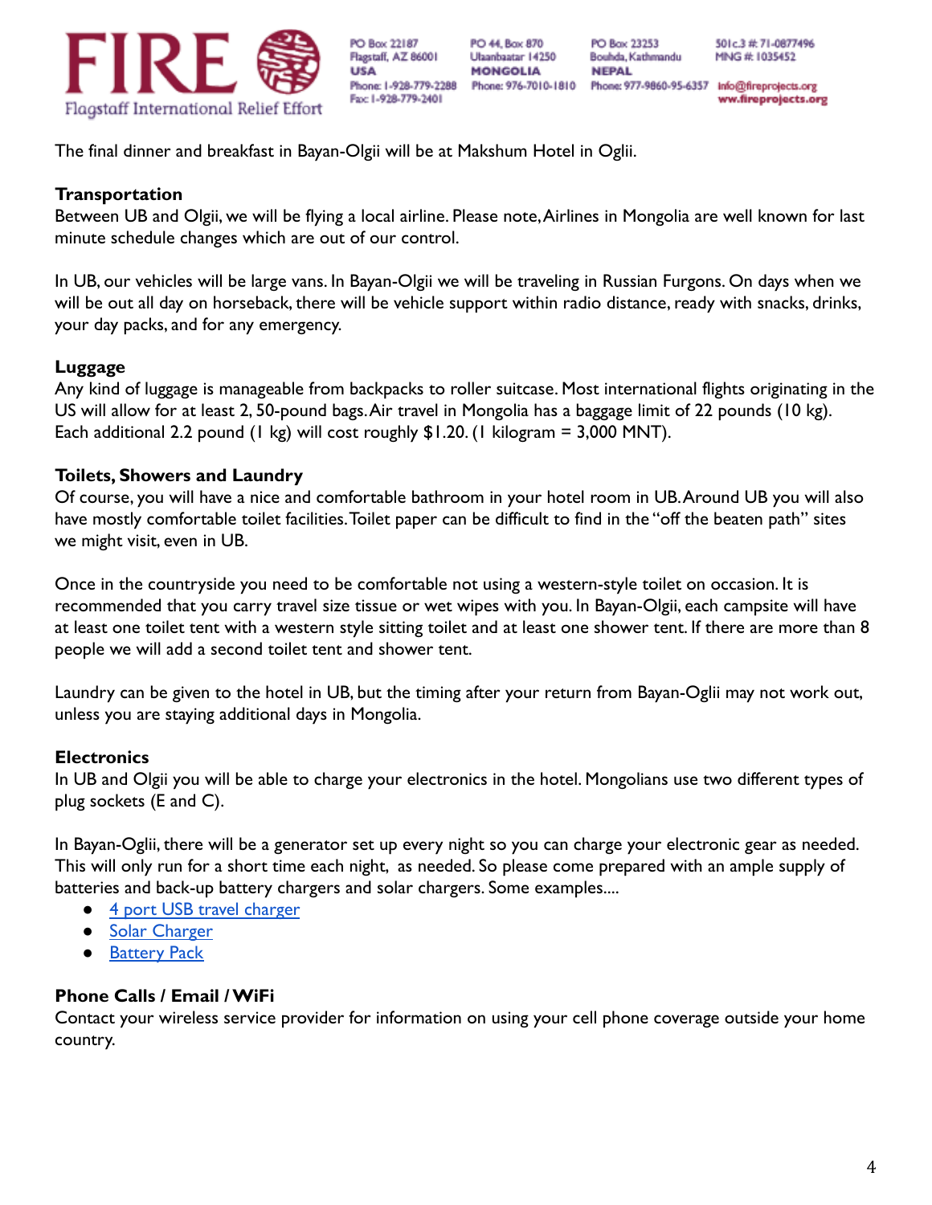The final dinner and breakfast in Bayan-Olgii will be at Makshum Hotel in Oglii.

**Transportation**

Between UB and Olgii, we will be flying a local airline. Please note, Airlines in Mongolia are well known for last minute schedule changes which are out of our control.

In UB, our vehicles will be large vans. In Bayan-Olgii we will be traveling in Russian Furgons. On days when we will be out all day on horseback, there will be vehicle support within radio distance, ready with snacks, drinks, your day packs, and for any emergency.

**Luggage**

Any kind of luggage is manageable from backpacks to roller suitcase. Most international flights originating in the US will allow for at least 2, 50-pound bags. Air travel in Mongolia has a baggage limit of 22 pounds (10 kg). Each additional 2.2 pound (1 kg) will cost roughly $1.20. (1 kilogram = 3,000 MNT).

**Toilets, Showers and Laundry**

Of course, you will have a nice and comfortable bathroom in your hotel room in UB. Around UB you will also have mostly comfortable toilet facilities. Toilet paper can be difficult to find in the "off the beaten path" sites we might visit, even in UB.

Once in the countryside you need to be comfortable not using a western-style toilet on occasion. It is recommended that you carry travel size tissue or wet wipes with you. In Bayan-Olgii, each campsite will have at least one toilet tent with a western style sitting toilet and at least one shower tent. If there are more than 8 people we will add a second toilet tent and shower tent.

Laundry can be given to the hotel in UB, but the timing after your return from Bayan-Oglii may not work out, unless you are staying additional days in Mongolia.

**Electronics**

In UB and Olgii you will be able to charge your electronics in the hotel. Mongolians use two different types of plug sockets (E and C).

In Bayan-Oglii, there will be a generator set up every night so you can charge your electronic gear as needed. This will only run for a short time each night, as needed. So please come prepared with an ample supply of batteries and back-up battery chargers and solar chargers. Some examples....

- 4 port USB travel charger
- Solar Charger
- Battery Pack

**Phone Calls / Email / WiFi**

Contact your wireless service provider for information on using your cell phone coverage outside your home country.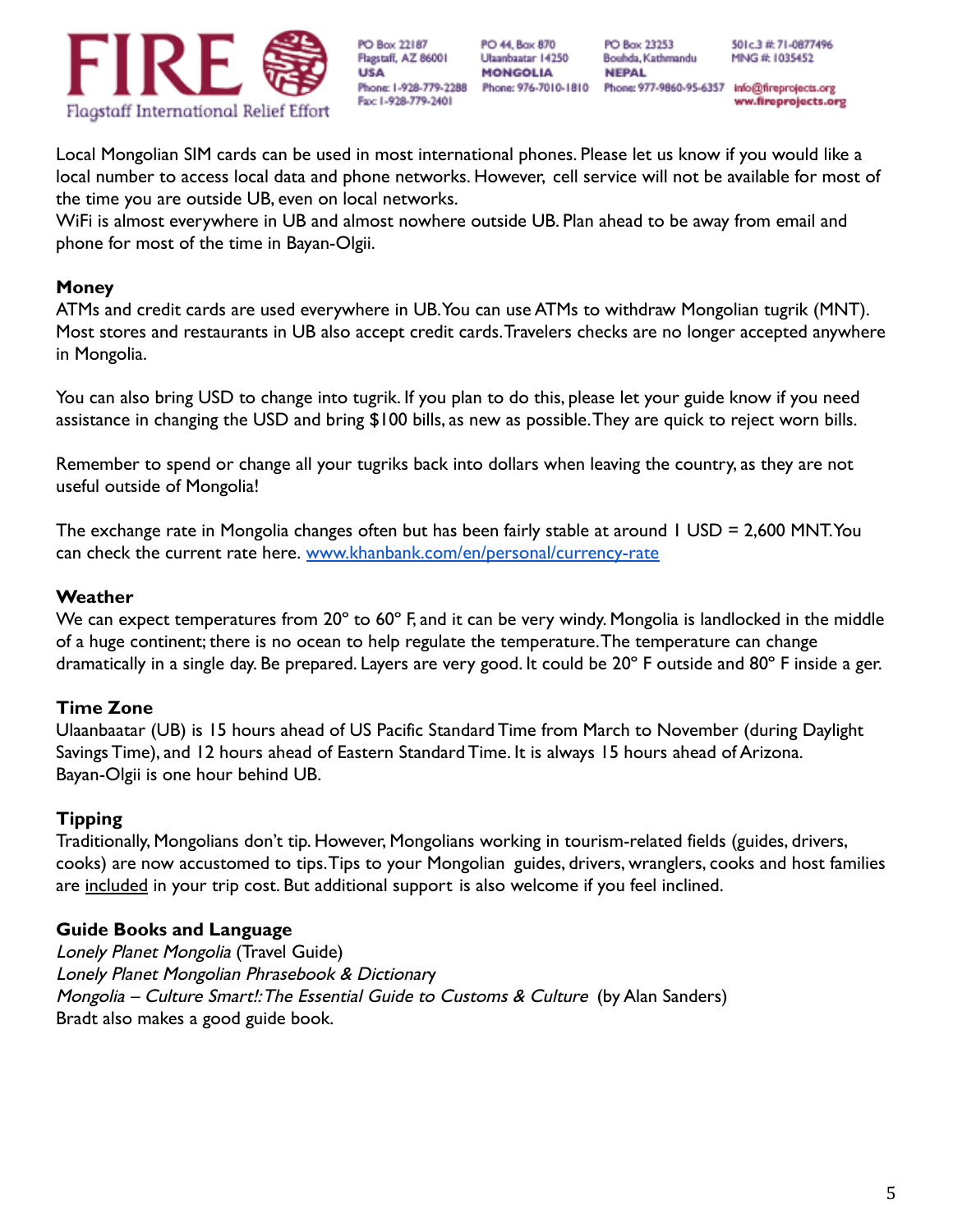Local Mongolian SIM cards can be used in most international phones. Please let us know if you would like a local number to access local data and phone networks. However, cell service will not be available for most of the time you are outside UB, even on local networks.
WiFi is almost everywhere in UB and almost nowhere outside UB. Plan ahead to be away from email and phone for most of the time in Bayan-Olgii.

**Money**
ATMs and credit cards are used everywhere in UB. You can use ATMs to withdraw Mongolian tugrik (MNT). Most stores and restaurants in UB also accept credit cards. Travelers checks are no longer accepted anywhere in Mongolia.

You can also bring USD to change into tugrik. If you plan to do this, please let your guide know if you need assistance in changing the USD and bring $100 bills, as new as possible. They are quick to reject worn bills.

Remember to spend or change all your tugriks back into dollars when leaving the country, as they are not useful outside of Mongolia!

The exchange rate in Mongolia changes often but has been fairly stable at around 1 USD = 2,600 MNT. You can check the current rate here. [www.khanbank.com/en/personal/currency-rate](www.khanbank.com/en/personal/currency-rate)

**Weather**
We can expect temperatures from 20° to 60° F, and it can be very windy. Mongolia is landlocked in the middle of a huge continent; there is no ocean to help regulate the temperature. The temperature can change dramatically in a single day. Be prepared. Layers are very good. It could be 20° F outside and 80° F inside a ger.

**Time Zone**
Ulaanbaatar (UB) is 15 hours ahead of US Pacific Standard Time from March to November (during Daylight Savings Time), and 12 hours ahead of Eastern Standard Time. It is always 15 hours ahead of Arizona. Bayan-Olgii is one hour behind UB.

**Tipping**
Traditionally, Mongolians don't tip. However, Mongolians working in tourism-related fields (guides, drivers, cooks) are now accustomed to tips. Tips to your Mongolian guides, drivers, wranglers, cooks and host families are included in your trip cost. But additional support is also welcome if you feel inclined.

**Guide Books and Language**
*Lonely Planet Mongolia* (Travel Guide)
*Lonely Planet Mongolian Phrasebook & Dictionary*
*Mongolia – Culture Smart!: The Essential Guide to Customs & Culture* (by Alan Sanders)
Bradt also makes a good guide book.